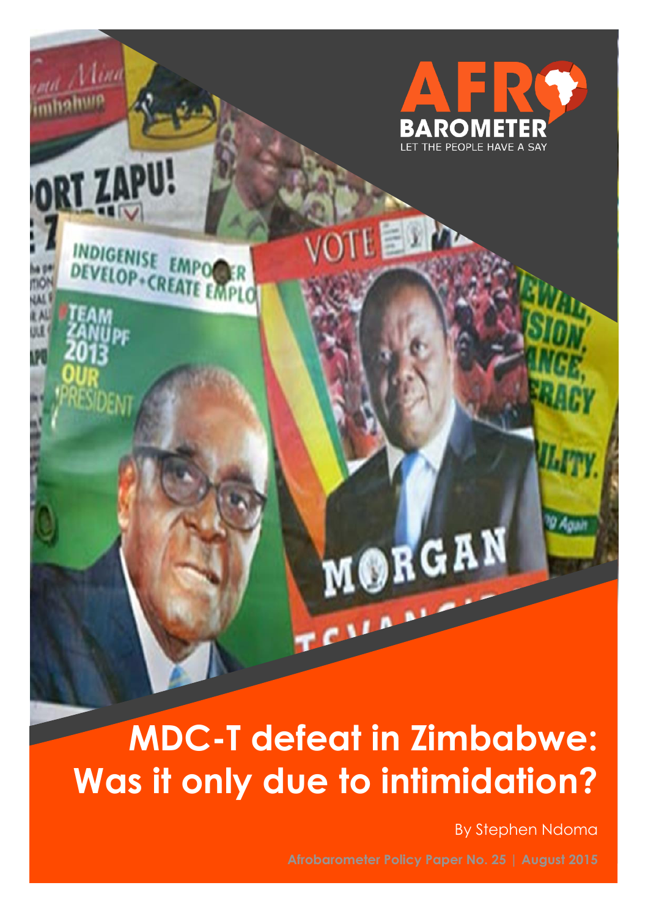# MDC-T defeat in Zimbabwe: Was it only due to intimidation?

By Stephen Ndoma

Afrobarometer Policy Paper No. 25 | August 2015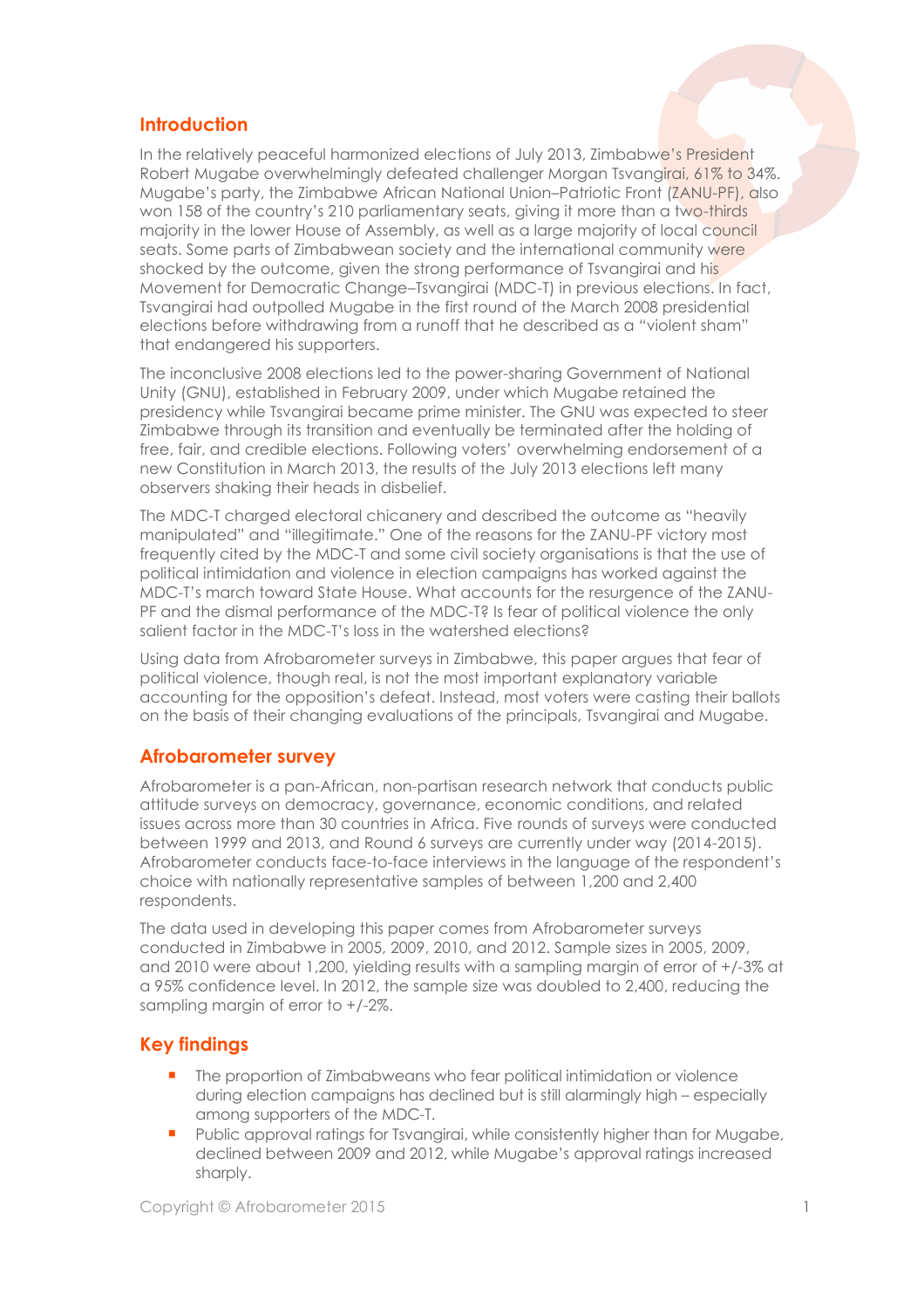## Introduction

In the relatively peaceful harmonized elections of July 2013, Zimbabwe's President Robert Mugabe overwhelmingly defeated challenger Morgan Tsvangirai, 61% to 34%. Mugabe's party, the Zimbabwe African National Union–Patriotic Front (ZANU-PF), also won 158 of the country's 210 parliamentary seats, giving it more than a two-thirds majority in the lower House of Assembly, as well as a large majority of local council seats. Some parts of Zimbabwean society and the international community were shocked by the outcome, given the strong performance of Tsvangirai and his Movement for Democratic Change–Tsvangirai (MDC-T) in previous elections. In fact, Tsvangirai had outpolled Mugabe in the first round of the March 2008 presidential elections before withdrawing from a runoff that he described as a "violent sham" that endangered his supporters.

The inconclusive 2008 elections led to the power-sharing Government of National Unity (GNU), established in February 2009, under which Mugabe retained the presidency while Tsvangirai became prime minister. The GNU was expected to steer Zimbabwe through its transition and eventually be terminated after the holding of free, fair, and credible elections. Following voters' overwhelming endorsement of a new Constitution in March 2013, the results of the July 2013 elections left many observers shaking their heads in disbelief.

The MDC-T charged electoral chicanery and described the outcome as "heavily manipulated" and "illegitimate." One of the reasons for the ZANU-PF victory most frequently cited by the MDC-T and some civil society organisations is that the use of political intimidation and violence in election campaigns has worked against the MDC-T's march toward State House. What accounts for the resurgence of the ZANU-PF and the dismal performance of the MDC-T? Is fear of political violence the only salient factor in the MDC-T's loss in the watershed elections?

Using data from Afrobarometer surveys in Zimbabwe, this paper argues that fear of political violence, though real, is not the most important explanatory variable accounting for the opposition's defeat. Instead, most voters were casting their ballots on the basis of their changing evaluations of the principals, Tsvangirai and Mugabe.

## Afrobarometer survey

Afrobarometer is a pan-African, non-partisan research network that conducts public attitude surveys on democracy, governance, economic conditions, and related issues across more than 30 countries in Africa. Five rounds of surveys were conducted between 1999 and 2013, and Round 6 surveys are currently under way (2014-2015). Afrobarometer conducts face-to-face interviews in the language of the respondent's choice with nationally representative samples of between 1,200 and 2,400 respondents.

The data used in developing this paper comes from Afrobarometer surveys conducted in Zimbabwe in 2005, 2009, 2010, and 2012. Sample sizes in 2005, 2009, and 2010 were about 1,200, yielding results with a sampling margin of error of +/-3% at a 95% confidence level. In 2012, the sample size was doubled to 2,400, reducing the sampling margin of error to +/-2%.

## Key findings

- The proportion of Zimbabweans who fear political intimidation or violence during election campaigns has declined but is still alarmingly high – especially among supporters of the MDC-T.
- Public approval ratings for Tsvangirai, while consistently higher than for Mugabe, declined between 2009 and 2012, while Mugabe's approval ratings increased sharply.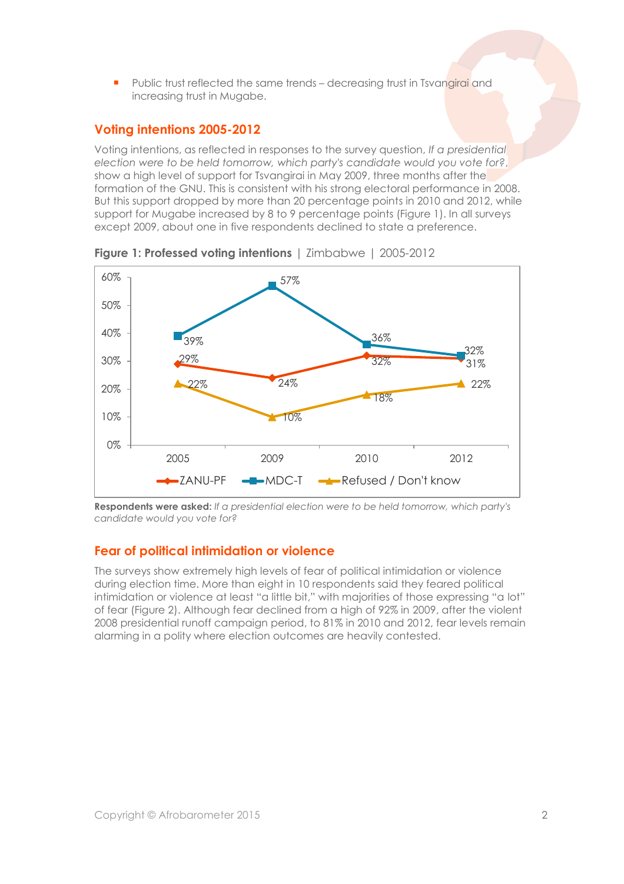- Public trust reflected the same trends – decreasing trust in Tsvangirai and increasing trust in Mugabe.

## Voting intentions 2005-2012

Voting intentions, as reflected in responses to the survey question, *If a presidential election were to be held tomorrow, which party's candidate would you vote for?*, show a high level of support for Tsvangirai in May 2009, three months after the formation of the GNU. This is consistent with his strong electoral performance in 2008. But this support dropped by more than 20 percentage points in 2010 and 2012, while support for Mugabe increased by 8 to 9 percentage points (Figure 1). In all surveys except 2009, about one in five respondents declined to state a preference.

**Figure 1: Professed voting intentions** | Zimbabwe | 2005-2012

| | 2005 | 2009 | 2010 | 2012 |
|---|---|---|---|---|
| ZANU-PF | 29% | 24% | 32% | 31% |
| MDC-T | 39% | 57% | 36% | 32% |
| Refused / Don't know | 22% | 10% | 18% | 22% |

**Respondents were asked:** *If a presidential election were to be held tomorrow, which party's candidate would you vote for?*

## Fear of political intimidation or violence

The surveys show extremely high levels of fear of political intimidation or violence during election time. More than eight in 10 respondents said they feared political intimidation or violence at least "a little bit," with majorities of those expressing "a lot" of fear (Figure 2). Although fear declined from a high of 92% in 2009, after the violent 2008 presidential runoff campaign period, to 81% in 2010 and 2012, fear levels remain alarming in a polity where election outcomes are heavily contested.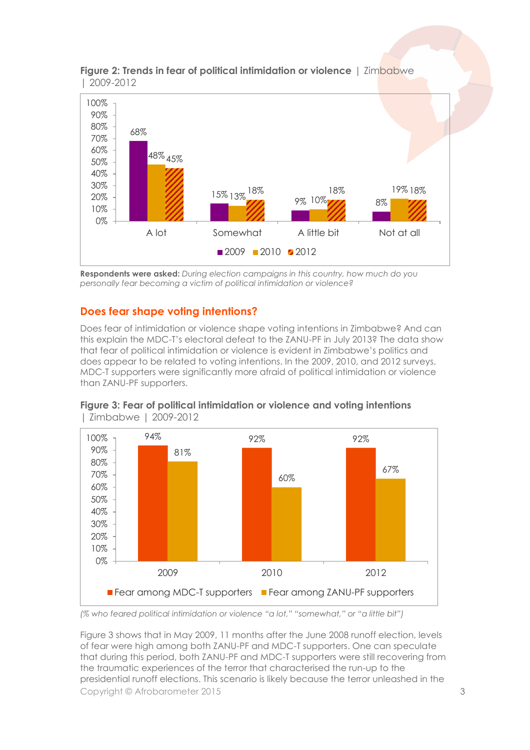**Figure 2: Trends in fear of political intimidation or violence** | Zimbabwe | 2009-2012

| | 2009 | 2010 | 2012 |
|---|---|---|---|
| A lot | 68% | 48% | 45% |
| Somewhat | 15% | 13% | 18% |
| A little bit | 9% | 10% | 18% |
| Not at all | 8% | 19% | 18% |

**Respondents were asked:** *During election campaigns in this country, how much do you personally fear becoming a victim of political intimidation or violence?*

## Does fear shape voting intentions?

Does fear of intimidation or violence shape voting intentions in Zimbabwe? And can this explain the MDC-T's electoral defeat to the ZANU-PF in July 2013? The data show that fear of political intimidation or violence is evident in Zimbabwe's politics and does appear to be related to voting intentions. In the 2009, 2010, and 2012 surveys, MDC-T supporters were significantly more afraid of political intimidation or violence than ZANU-PF supporters.

**Figure 3: Fear of political intimidation or violence and voting intentions** | Zimbabwe | 2009-2012

| | Fear among MDC-T supporters | Fear among ZANU-PF supporters |
|---|---|---|
| 2009 | 94% | 81% |
| 2010 | 92% | 60% |
| 2012 | 92% | 67% |

*(% who feared political intimidation or violence "a lot," "somewhat," or "a little bit")*

Figure 3 shows that in May 2009, 11 months after the June 2008 runoff election, levels of fear were high among both ZANU-PF and MDC-T supporters. One can speculate that during this period, both ZANU-PF and MDC-T supporters were still recovering from the traumatic experiences of the terror that characterised the run-up to the presidential runoff elections. This scenario is likely because the terror unleashed in the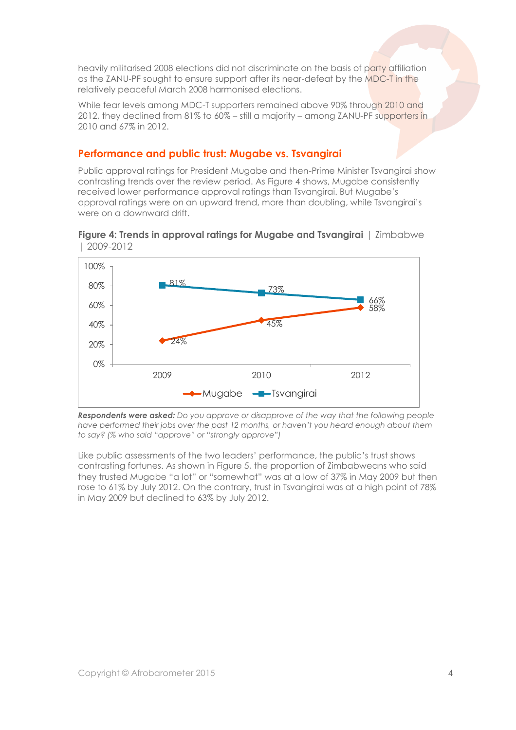heavily militarised 2008 elections did not discriminate on the basis of party affiliation as the ZANU-PF sought to ensure support after its near-defeat by the MDC-T in the relatively peaceful March 2008 harmonised elections.

While fear levels among MDC-T supporters remained above 90% through 2010 and 2012, they declined from 81% to 60% – still a majority – among ZANU-PF supporters in 2010 and 67% in 2012.

## Performance and public trust: Mugabe vs. Tsvangirai

Public approval ratings for President Mugabe and then-Prime Minister Tsvangirai show contrasting trends over the review period. As Figure 4 shows, Mugabe consistently received lower performance approval ratings than Tsvangirai. But Mugabe's approval ratings were on an upward trend, more than doubling, while Tsvangirai's were on a downward drift.

**Figure 4: Trends in approval ratings for Mugabe and Tsvangirai** | Zimbabwe | 2009-2012

| | 2009 | 2010 | 2012 |
|---|---|---|---|
| Mugabe | 24% | 45% | 58% |
| Tsvangirai | 81% | 73% | 66% |

***Respondents were asked:*** *Do you approve or disapprove of the way that the following people have performed their jobs over the past 12 months, or haven't you heard enough about them to say? (% who said "approve" or "strongly approve")*

Like public assessments of the two leaders' performance, the public's trust shows contrasting fortunes. As shown in Figure 5, the proportion of Zimbabweans who said they trusted Mugabe "a lot" or "somewhat" was at a low of 37% in May 2009 but then rose to 61% by July 2012. On the contrary, trust in Tsvangirai was at a high point of 78% in May 2009 but declined to 63% by July 2012.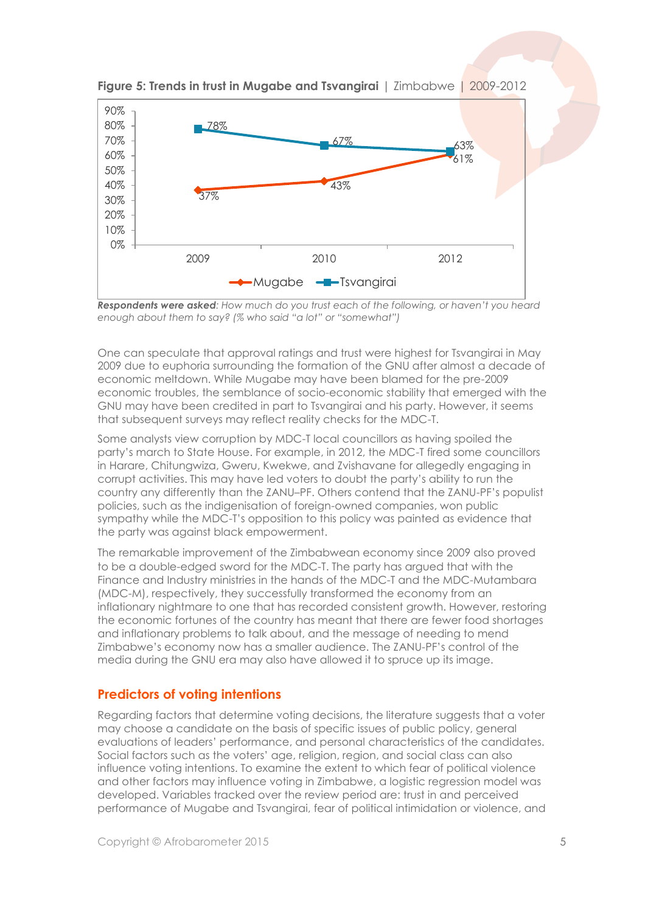**Figure 5: Trends in trust in Mugabe and Tsvangirai** | Zimbabwe | 2009-2012

| | 2009 | 2010 | 2012 |
|---|---|---|---|
| Mugabe | 37% | 43% | 61% |
| Tsvangirai | 78% | 67% | 63% |

***Respondents were asked**: How much do you trust each of the following, or haven't you heard enough about them to say? (% who said "a lot" or "somewhat")*

One can speculate that approval ratings and trust were highest for Tsvangirai in May 2009 due to euphoria surrounding the formation of the GNU after almost a decade of economic meltdown. While Mugabe may have been blamed for the pre-2009 economic troubles, the semblance of socio-economic stability that emerged with the GNU may have been credited in part to Tsvangirai and his party. However, it seems that subsequent surveys may reflect reality checks for the MDC-T.

Some analysts view corruption by MDC-T local councillors as having spoiled the party's march to State House. For example, in 2012, the MDC-T fired some councillors in Harare, Chitungwiza, Gweru, Kwekwe, and Zvishavane for allegedly engaging in corrupt activities. This may have led voters to doubt the party's ability to run the country any differently than the ZANU–PF. Others contend that the ZANU-PF's populist policies, such as the indigenisation of foreign-owned companies, won public sympathy while the MDC-T's opposition to this policy was painted as evidence that the party was against black empowerment.

The remarkable improvement of the Zimbabwean economy since 2009 also proved to be a double-edged sword for the MDC-T. The party has argued that with the Finance and Industry ministries in the hands of the MDC-T and the MDC-Mutambara (MDC-M), respectively, they successfully transformed the economy from an inflationary nightmare to one that has recorded consistent growth. However, restoring the economic fortunes of the country has meant that there are fewer food shortages and inflationary problems to talk about, and the message of needing to mend Zimbabwe's economy now has a smaller audience. The ZANU-PF's control of the media during the GNU era may also have allowed it to spruce up its image.

## Predictors of voting intentions

Regarding factors that determine voting decisions, the literature suggests that a voter may choose a candidate on the basis of specific issues of public policy, general evaluations of leaders' performance, and personal characteristics of the candidates. Social factors such as the voters' age, religion, region, and social class can also influence voting intentions. To examine the extent to which fear of political violence and other factors may influence voting in Zimbabwe, a logistic regression model was developed. Variables tracked over the review period are: trust in and perceived performance of Mugabe and Tsvangirai, fear of political intimidation or violence, and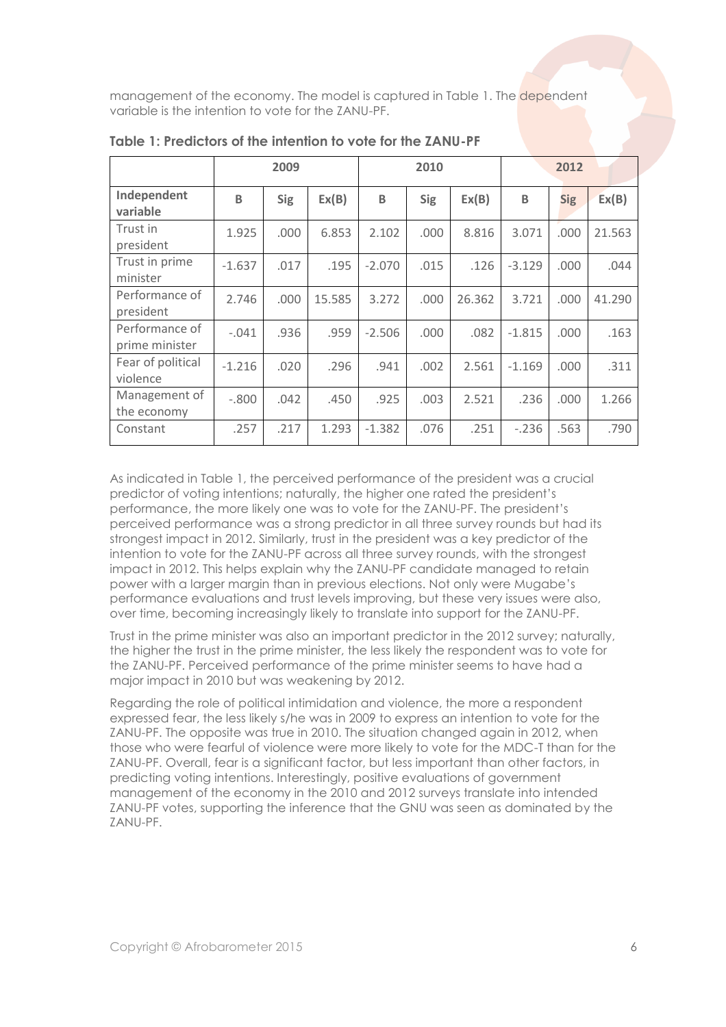management of the economy. The model is captured in Table 1. The dependent variable is the intention to vote for the ZANU-PF.

**Table 1: Predictors of the intention to vote for the ZANU-PF**

| | 2009 | | | 2010 | | | 2012 | | |
|---|---|---|---|---|---|---|---|---|---|
| **Independent variable** | **B** | **Sig** | **Ex(B)** | **B** | **Sig** | **Ex(B)** | **B** | **Sig** | **Ex(B)** |
| Trust in president | 1.925 | .000 | 6.853 | 2.102 | .000 | 8.816 | 3.071 | .000 | 21.563 |
| Trust in prime minister | -1.637 | .017 | .195 | -2.070 | .015 | .126 | -3.129 | .000 | .044 |
| Performance of president | 2.746 | .000 | 15.585 | 3.272 | .000 | 26.362 | 3.721 | .000 | 41.290 |
| Performance of prime minister | -.041 | .936 | .959 | -2.506 | .000 | .082 | -1.815 | .000 | .163 |
| Fear of political violence | -1.216 | .020 | .296 | .941 | .002 | 2.561 | -1.169 | .000 | .311 |
| Management of the economy | -.800 | .042 | .450 | .925 | .003 | 2.521 | .236 | .000 | 1.266 |
| Constant | .257 | .217 | 1.293 | -1.382 | .076 | .251 | -.236 | .563 | .790 |

As indicated in Table 1, the perceived performance of the president was a crucial predictor of voting intentions; naturally, the higher one rated the president's performance, the more likely one was to vote for the ZANU-PF. The president's perceived performance was a strong predictor in all three survey rounds but had its strongest impact in 2012. Similarly, trust in the president was a key predictor of the intention to vote for the ZANU-PF across all three survey rounds, with the strongest impact in 2012. This helps explain why the ZANU-PF candidate managed to retain power with a larger margin than in previous elections. Not only were Mugabe's performance evaluations and trust levels improving, but these very issues were also, over time, becoming increasingly likely to translate into support for the ZANU-PF.

Trust in the prime minister was also an important predictor in the 2012 survey; naturally, the higher the trust in the prime minister, the less likely the respondent was to vote for the ZANU-PF. Perceived performance of the prime minister seems to have had a major impact in 2010 but was weakening by 2012.

Regarding the role of political intimidation and violence, the more a respondent expressed fear, the less likely s/he was in 2009 to express an intention to vote for the ZANU-PF. The opposite was true in 2010. The situation changed again in 2012, when those who were fearful of violence were more likely to vote for the MDC-T than for the ZANU-PF. Overall, fear is a significant factor, but less important than other factors, in predicting voting intentions. Interestingly, positive evaluations of government management of the economy in the 2010 and 2012 surveys translate into intended ZANU-PF votes, supporting the inference that the GNU was seen as dominated by the ZANU-PF.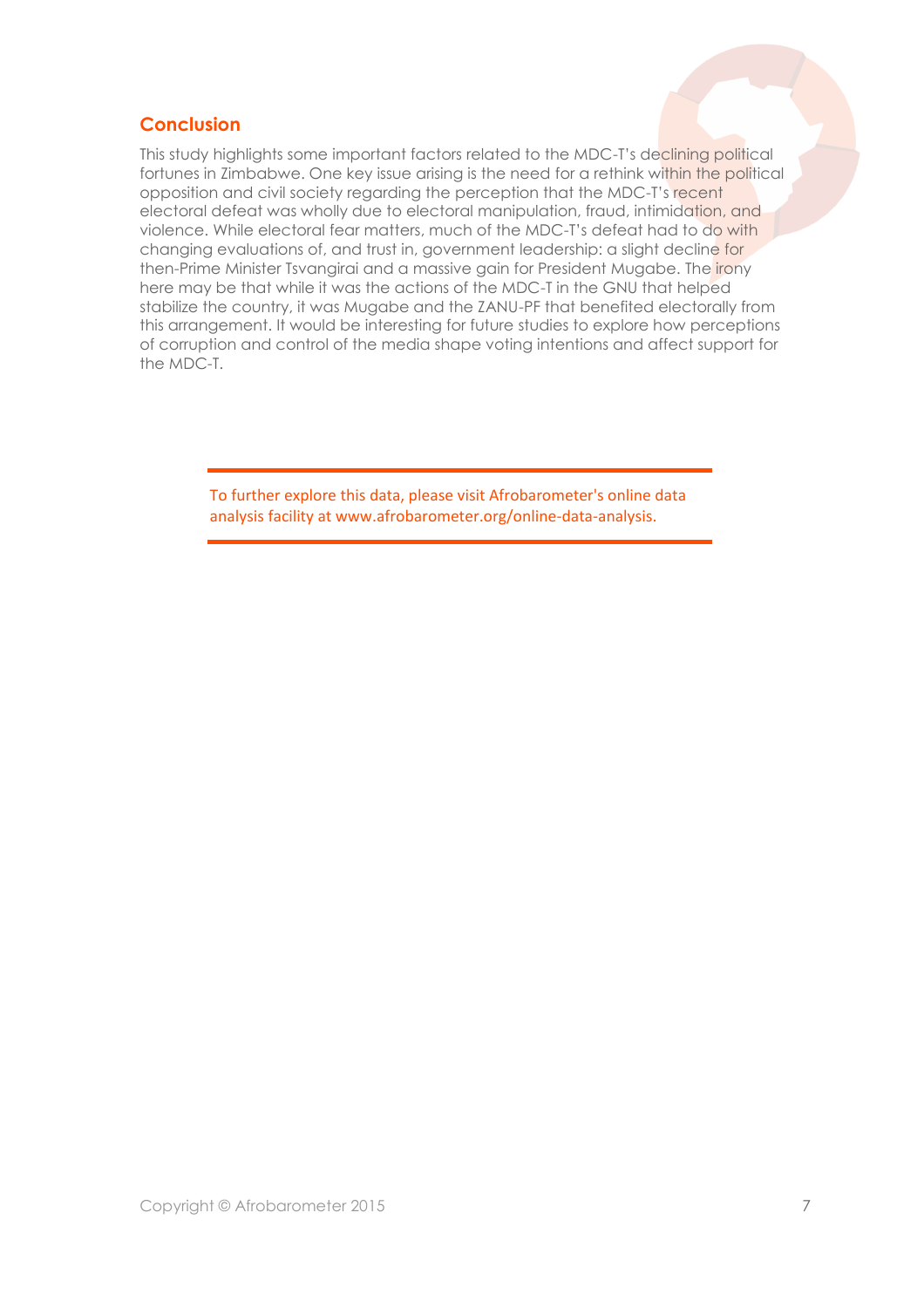## Conclusion

This study highlights some important factors related to the MDC-T's declining political fortunes in Zimbabwe. One key issue arising is the need for a rethink within the political opposition and civil society regarding the perception that the MDC-T's recent electoral defeat was wholly due to electoral manipulation, fraud, intimidation, and violence. While electoral fear matters, much of the MDC-T's defeat had to do with changing evaluations of, and trust in, government leadership: a slight decline for then-Prime Minister Tsvangirai and a massive gain for President Mugabe. The irony here may be that while it was the actions of the MDC-T in the GNU that helped stabilize the country, it was Mugabe and the ZANU-PF that benefited electorally from this arrangement. It would be interesting for future studies to explore how perceptions of corruption and control of the media shape voting intentions and affect support for the MDC-T.

---

To further explore this data, please visit Afrobarometer's online data analysis facility at www.afrobarometer.org/online-data-analysis.

---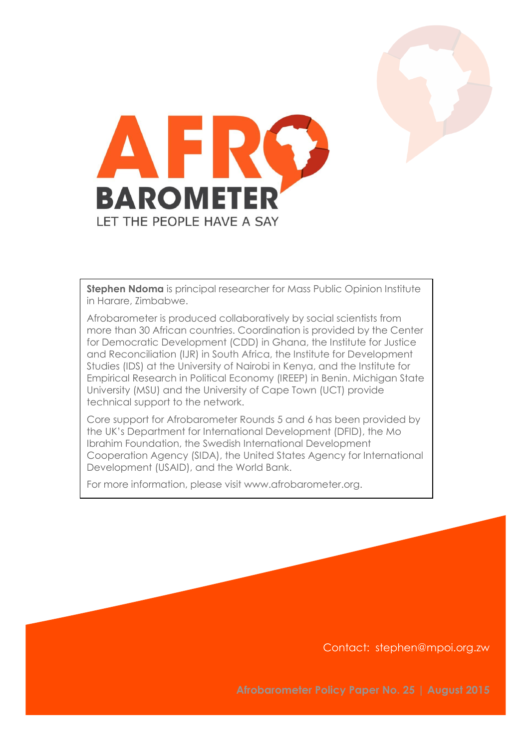AFRO BAROMETER

LET THE PEOPLE HAVE A SAY

**Stephen Ndoma** is principal researcher for Mass Public Opinion Institute in Harare, Zimbabwe.

Afrobarometer is produced collaboratively by social scientists from more than 30 African countries. Coordination is provided by the Center for Democratic Development (CDD) in Ghana, the Institute for Justice and Reconciliation (IJR) in South Africa, the Institute for Development Studies (IDS) at the University of Nairobi in Kenya, and the Institute for Empirical Research in Political Economy (IREEP) in Benin. Michigan State University (MSU) and the University of Cape Town (UCT) provide technical support to the network.

Core support for Afrobarometer Rounds 5 and 6 has been provided by the UK's Department for International Development (DFID), the Mo Ibrahim Foundation, the Swedish International Development Cooperation Agency (SIDA), the United States Agency for International Development (USAID), and the World Bank.

For more information, please visit www.afrobarometer.org.

Contact: stephen@mpoi.org.zw

Afrobarometer Policy Paper No. 25 | August 2015